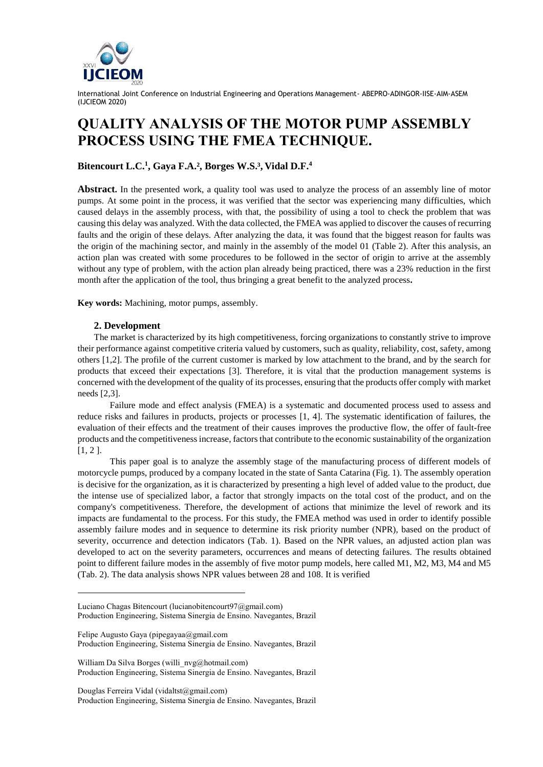International Joint Conference on Industrial Engineering and Operations Management- ABEPRO-ADINGOR-IISE-AIM-ASEM (IJCIEOM 2020)

# QUALITY ANALYSIS OF THE MOTOR PUMP ASSEMBLY PROCESS USING THE FMEA TECHNIQUE.

**Bitencourt L.C.[1], Gaya F.A.[2], Borges W.S.[3], Vidal D.F.[4]**

**Abstract.** In the presented work, a quality tool was used to analyze the process of an assembly line of motor pumps. At some point in the process, it was verified that the sector was experiencing many difficulties, which caused delays in the assembly process, with that, the possibility of using a tool to check the problem that was causing this delay was analyzed. With the data collected, the FMEA was applied to discover the causes of recurring faults and the origin of these delays. After analyzing the data, it was found that the biggest reason for faults was the origin of the machining sector, and mainly in the assembly of the model 01 (Table 2). After this analysis, an action plan was created with some procedures to be followed in the sector of origin to arrive at the assembly without any type of problem, with the action plan already being practiced, there was a 23% reduction in the first month after the application of the tool, thus bringing a great benefit to the analyzed process**.**

**Key words:** Machining, motor pumps, assembly.

## 2. Development

The market is characterized by its high competitiveness, forcing organizations to constantly strive to improve their performance against competitive criteria valued by customers, such as quality, reliability, cost, safety, among others [1,2]. The profile of the current customer is marked by low attachment to the brand, and by the search for products that exceed their expectations [3]. Therefore, it is vital that the production management systems is concerned with the development of the quality of its processes, ensuring that the products offer comply with market needs [2,3].

Failure mode and effect analysis (FMEA) is a systematic and documented process used to assess and reduce risks and failures in products, projects or processes [1, 4]. The systematic identification of failures, the evaluation of their effects and the treatment of their causes improves the productive flow, the offer of fault-free products and the competitiveness increase, factors that contribute to the economic sustainability of the organization [1, 2 ].

This paper goal is to analyze the assembly stage of the manufacturing process of different models of motorcycle pumps, produced by a company located in the state of Santa Catarina (Fig. 1). The assembly operation is decisive for the organization, as it is characterized by presenting a high level of added value to the product, due the intense use of specialized labor, a factor that strongly impacts on the total cost of the product, and on the company's competitiveness. Therefore, the development of actions that minimize the level of rework and its impacts are fundamental to the process. For this study, the FMEA method was used in order to identify possible assembly failure modes and in sequence to determine its risk priority number (NPR), based on the product of severity, occurrence and detection indicators (Tab. 1). Based on the NPR values, an adjusted action plan was developed to act on the severity parameters, occurrences and means of detecting failures. The results obtained point to different failure modes in the assembly of five motor pump models, here called M1, M2, M3, M4 and M5 (Tab. 2). The data analysis shows NPR values between 28 and 108. It is verified

---

Luciano Chagas Bitencourt (lucianobitencourt97@gmail.com)
Production Engineering, Sistema Sinergia de Ensino. Navegantes, Brazil

Felipe Augusto Gaya (pipegayaa@gmail.com
Production Engineering, Sistema Sinergia de Ensino. Navegantes, Brazil

William Da Silva Borges (willi_nvg@hotmail.com)
Production Engineering, Sistema Sinergia de Ensino. Navegantes, Brazil

Douglas Ferreira Vidal (vidaltst@gmail.com)
Production Engineering, Sistema Sinergia de Ensino. Navegantes, Brazil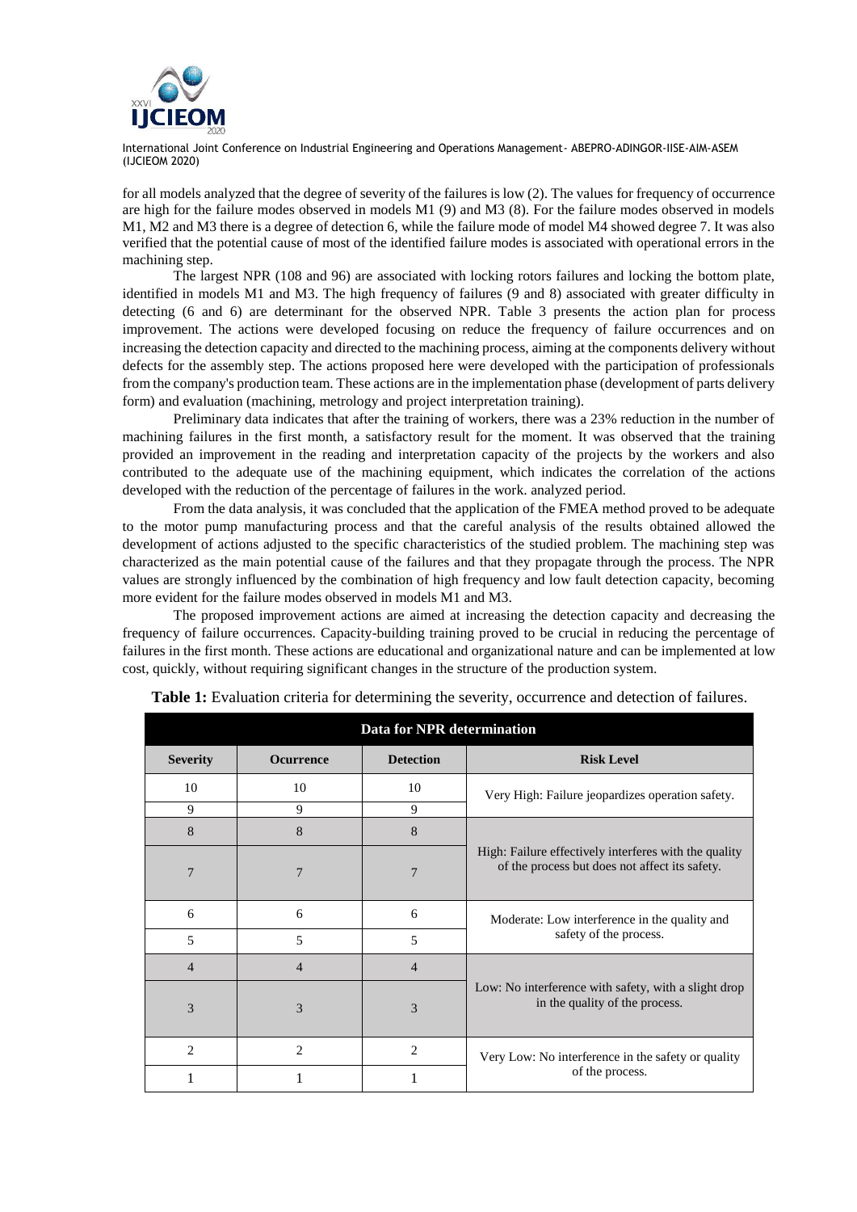for all models analyzed that the degree of severity of the failures is low (2). The values for frequency of occurrence are high for the failure modes observed in models M1 (9) and M3 (8). For the failure modes observed in models M1, M2 and M3 there is a degree of detection 6, while the failure mode of model M4 showed degree 7. It was also verified that the potential cause of most of the identified failure modes is associated with operational errors in the machining step.

The largest NPR (108 and 96) are associated with locking rotors failures and locking the bottom plate, identified in models M1 and M3. The high frequency of failures (9 and 8) associated with greater difficulty in detecting (6 and 6) are determinant for the observed NPR. Table 3 presents the action plan for process improvement. The actions were developed focusing on reduce the frequency of failure occurrences and on increasing the detection capacity and directed to the machining process, aiming at the components delivery without defects for the assembly step. The actions proposed here were developed with the participation of professionals from the company's production team. These actions are in the implementation phase (development of parts delivery form) and evaluation (machining, metrology and project interpretation training).

Preliminary data indicates that after the training of workers, there was a 23% reduction in the number of machining failures in the first month, a satisfactory result for the moment. It was observed that the training provided an improvement in the reading and interpretation capacity of the projects by the workers and also contributed to the adequate use of the machining equipment, which indicates the correlation of the actions developed with the reduction of the percentage of failures in the work. analyzed period.

From the data analysis, it was concluded that the application of the FMEA method proved to be adequate to the motor pump manufacturing process and that the careful analysis of the results obtained allowed the development of actions adjusted to the specific characteristics of the studied problem. The machining step was characterized as the main potential cause of the failures and that they propagate through the process. The NPR values are strongly influenced by the combination of high frequency and low fault detection capacity, becoming more evident for the failure modes observed in models M1 and M3.

The proposed improvement actions are aimed at increasing the detection capacity and decreasing the frequency of failure occurrences. Capacity-building training proved to be crucial in reducing the percentage of failures in the first month. These actions are educational and organizational nature and can be implemented at low cost, quickly, without requiring significant changes in the structure of the production system.

**Table 1:** Evaluation criteria for determining the severity, occurrence and detection of failures.

| Data for NPR determination | | | |
|---|---|---|---|
| **Severity** | **Ocurrence** | **Detection** | **Risk Level** |
| 10 | 10 | 10 | Very High: Failure jeopardizes operation safety. |
| 9 | 9 | 9 | |
| 8 | 8 | 8 | High: Failure effectively interferes with the quality of the process but does not affect its safety. |
| 7 | 7 | 7 | |
| 6 | 6 | 6 | Moderate: Low interference in the quality and safety of the process. |
| 5 | 5 | 5 | |
| 4 | 4 | 4 | Low: No interference with safety, with a slight drop in the quality of the process. |
| 3 | 3 | 3 | |
| 2 | 2 | 2 | Very Low: No interference in the safety or quality of the process. |
| 1 | 1 | 1 | |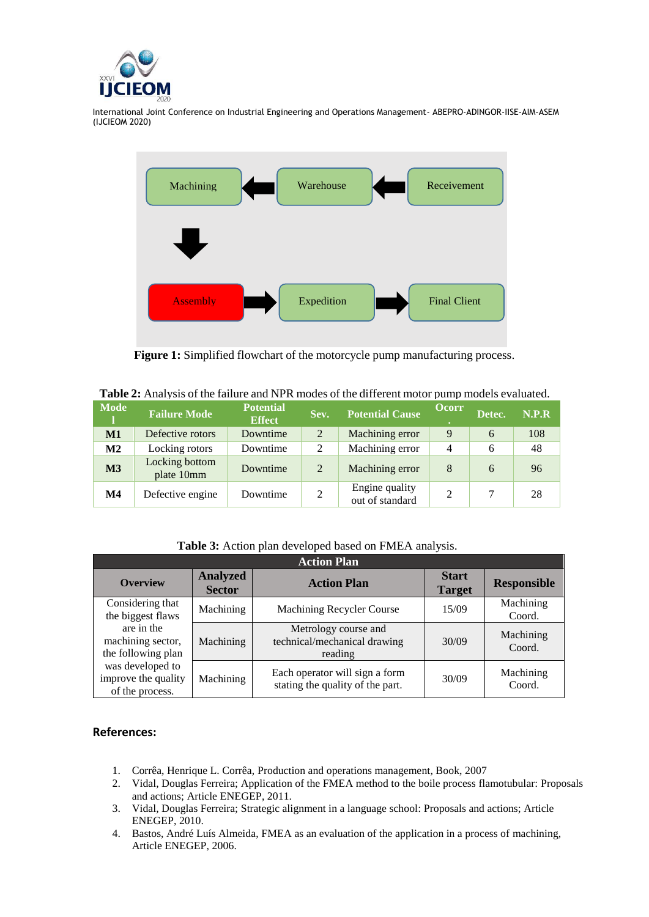Machining

Warehouse

Receivement

Assembly

Expedition

Final Client

**Figure 1:** Simplified flowchart of the motorcycle pump manufacturing process.

**Table 2:** Analysis of the failure and NPR modes of the different motor pump models evaluated.

| Model | Failure Mode | Potential Effect | Sev. | Potential Cause | Ocorr. | Detec. | N.P.R |
|---|---|---|---|---|---|---|---|
| **M1** | Defective rotors | Downtime | 2 | Machining error | 9 | 6 | 108 |
| **M2** | Locking rotors | Downtime | 2 | Machining error | 4 | 6 | 48 |
| **M3** | Locking bottom plate 10mm | Downtime | 2 | Machining error | 8 | 6 | 96 |
| **M4** | Defective engine | Downtime | 2 | Engine quality out of standard | 2 | 7 | 28 |

**Table 3:** Action plan developed based on FMEA analysis.

| Action Plan | | | | |
|---|---|---|---|---|
| **Overview** | **Analyzed Sector** | **Action Plan** | **Start Target** | **Responsible** |
| Considering that the biggest flaws are in the machining sector, the following plan was developed to improve the quality of the process. | Machining | Machining Recycler Course | 15/09 | Machining Coord. |
| | Machining | Metrology course and technical/mechanical drawing reading | 30/09 | Machining Coord. |
| | Machining | Each operator will sign a form stating the quality of the part. | 30/09 | Machining Coord. |

## References:

1. Corrêa, Henrique L. Corrêa, Production and operations management, Book, 2007
2. Vidal, Douglas Ferreira; Application of the FMEA method to the boile process flamotubular: Proposals and actions; Article ENEGEP, 2011.
3. Vidal, Douglas Ferreira; Strategic alignment in a language school: Proposals and actions; Article ENEGEP, 2010.
4. Bastos, André Luís Almeida, FMEA as an evaluation of the application in a process of machining, Article ENEGEP, 2006.